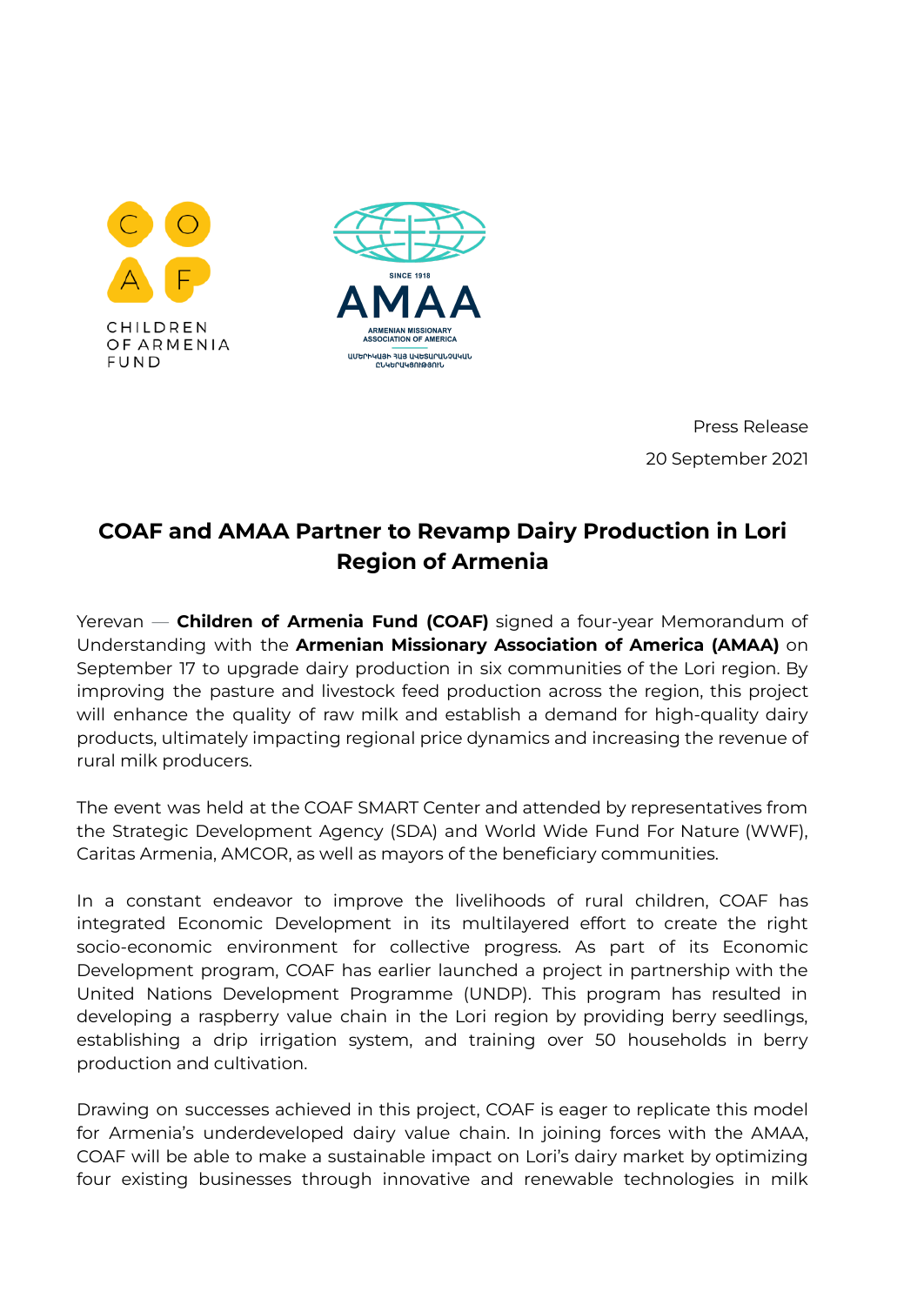Press Release

20 September 2021

# COAF and AMAA Partner to Revamp Dairy Production in Lori Region of Armenia

Yerevan — **Children of Armenia Fund (COAF)** signed a four-year Memorandum of Understanding with the **Armenian Missionary Association of America (AMAA)** on September 17 to upgrade dairy production in six communities of the Lori region. By improving the pasture and livestock feed production across the region, this project will enhance the quality of raw milk and establish a demand for high-quality dairy products, ultimately impacting regional price dynamics and increasing the revenue of rural milk producers.

The event was held at the COAF SMART Center and attended by representatives from the Strategic Development Agency (SDA) and World Wide Fund For Nature (WWF), Caritas Armenia, AMCOR, as well as mayors of the beneficiary communities.

In a constant endeavor to improve the livelihoods of rural children, COAF has integrated Economic Development in its multilayered effort to create the right socio-economic environment for collective progress. As part of its Economic Development program, COAF has earlier launched a project in partnership with the United Nations Development Programme (UNDP). This program has resulted in developing a raspberry value chain in the Lori region by providing berry seedlings, establishing a drip irrigation system, and training over 50 households in berry production and cultivation.

Drawing on successes achieved in this project, COAF is eager to replicate this model for Armenia's underdeveloped dairy value chain. In joining forces with the AMAA, COAF will be able to make a sustainable impact on Lori's dairy market by optimizing four existing businesses through innovative and renewable technologies in milk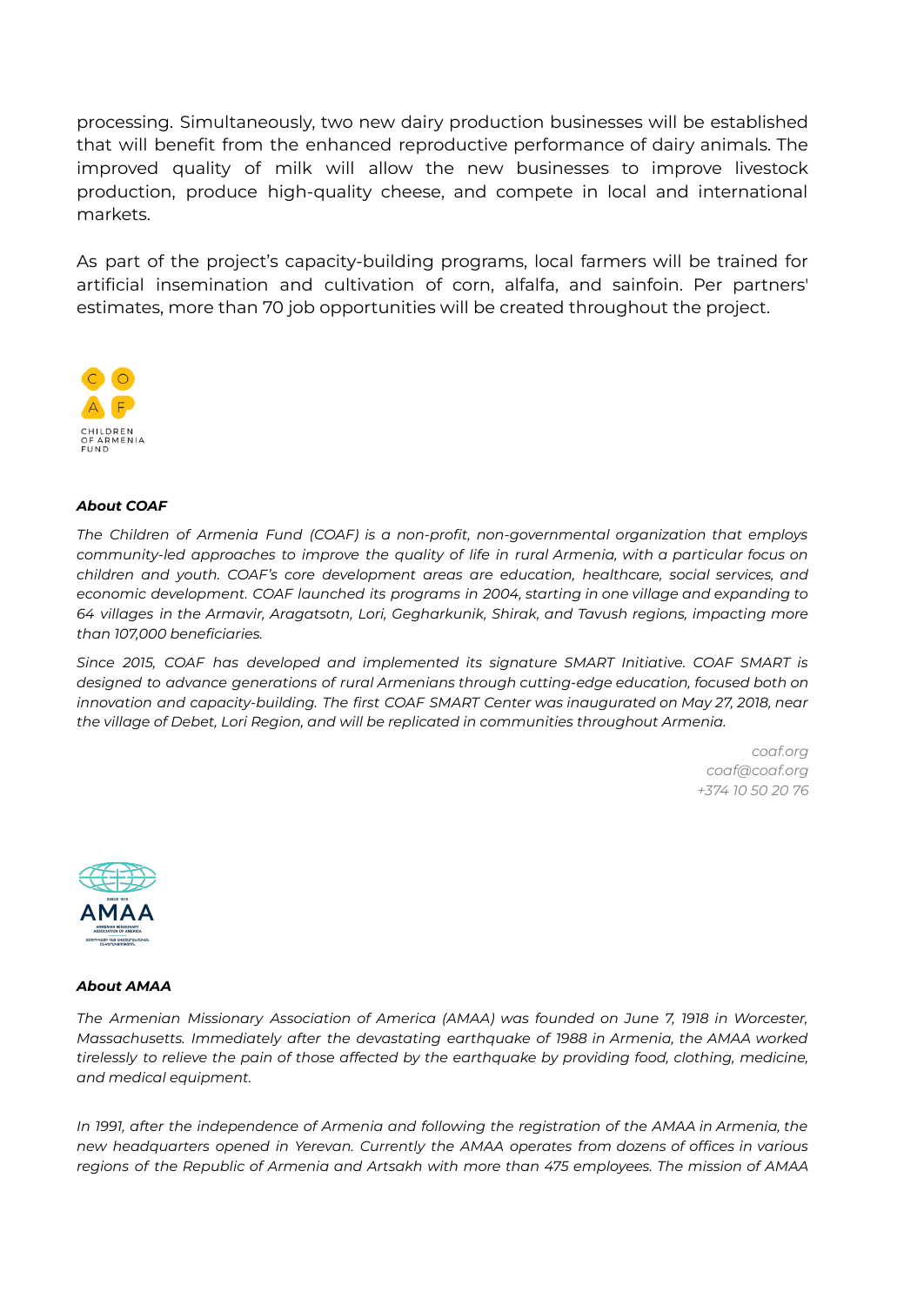processing. Simultaneously, two new dairy production businesses will be established that will benefit from the enhanced reproductive performance of dairy animals. The improved quality of milk will allow the new businesses to improve livestock production, produce high-quality cheese, and compete in local and international markets.

As part of the project's capacity-building programs, local farmers will be trained for artificial insemination and cultivation of corn, alfalfa, and sainfoin. Per partners' estimates, more than 70 job opportunities will be created throughout the project.

***About COAF***

*The Children of Armenia Fund (COAF) is a non-profit, non-governmental organization that employs community-led approaches to improve the quality of life in rural Armenia, with a particular focus on children and youth. COAF's core development areas are education, healthcare, social services, and economic development. COAF launched its programs in 2004, starting in one village and expanding to 64 villages in the Armavir, Aragatsotn, Lori, Gegharkunik, Shirak, and Tavush regions, impacting more than 107,000 beneficiaries.*

*Since 2015, COAF has developed and implemented its signature SMART Initiative. COAF SMART is designed to advance generations of rural Armenians through cutting-edge education, focused both on innovation and capacity-building. The first COAF SMART Center was inaugurated on May 27, 2018, near the village of Debet, Lori Region, and will be replicated in communities throughout Armenia.*

*coaf.org*
*coaf@coaf.org*
*+374 10 50 20 76*

***About AMAA***

*The Armenian Missionary Association of America (AMAA) was founded on June 7, 1918 in Worcester, Massachusetts. Immediately after the devastating earthquake of 1988 in Armenia, the AMAA worked tirelessly to relieve the pain of those affected by the earthquake by providing food, clothing, medicine, and medical equipment.*

*In 1991, after the independence of Armenia and following the registration of the AMAA in Armenia, the new headquarters opened in Yerevan. Currently the AMAA operates from dozens of offices in various regions of the Republic of Armenia and Artsakh with more than 475 employees. The mission of AMAA*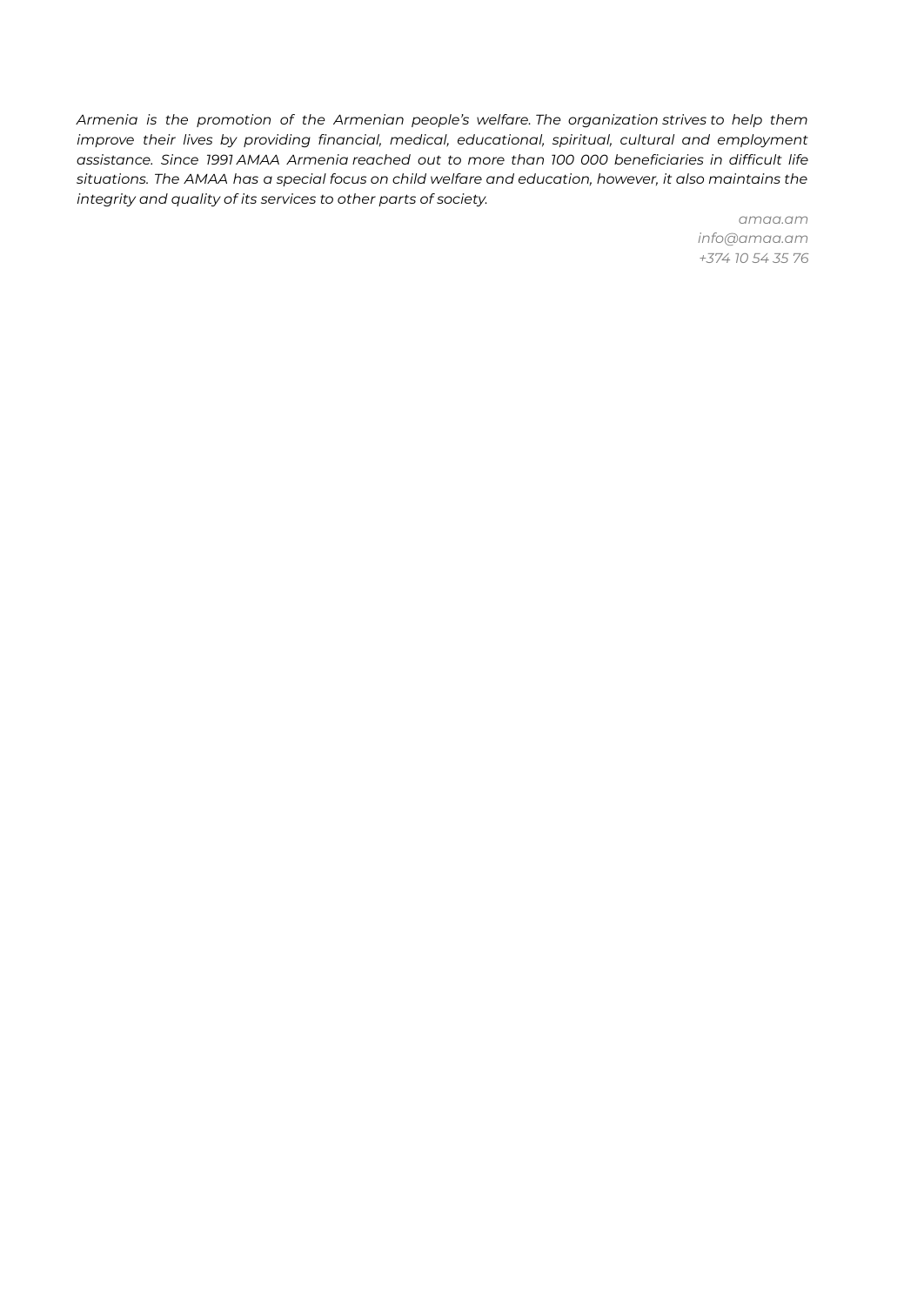*Armenia is the promotion of the Armenian people's welfare. The organization strives to help them improve their lives by providing financial, medical, educational, spiritual, cultural and employment assistance. Since 1991 AMAA Armenia reached out to more than 100 000 beneficiaries in difficult life situations. The AMAA has a special focus on child welfare and education, however, it also maintains the integrity and quality of its services to other parts of society.*

*amaa.am*
*info@amaa.am*
*+374 10 54 35 76*